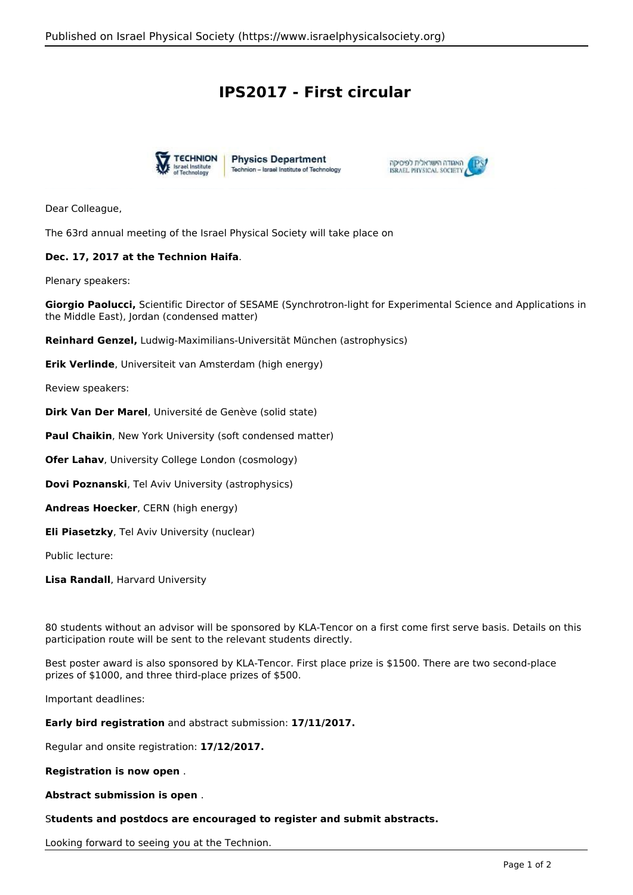# IPS2017 - First circular

Dear Colleague,

The 63rd annual meeting of the Israel Physical Society will take place on

**Dec. 17, 2017 at the Technion Haifa**.

Plenary speakers:

**Giorgio Paolucci,** Scientific Director of SESAME (Synchrotron-light for Experimental Science and Applications in the Middle East), Jordan (condensed matter)

**Reinhard Genzel,** Ludwig-Maximilians-Universität München (astrophysics)

**Erik Verlinde**, Universiteit van Amsterdam (high energy)

Review speakers:

**Dirk Van Der Marel**, Université de Genève (solid state)

**Paul Chaikin**, New York University (soft condensed matter)

**Ofer Lahav**, University College London (cosmology)

**Dovi Poznanski**, Tel Aviv University (astrophysics)

**Andreas Hoecker**, CERN (high energy)

**Eli Piasetzky**, Tel Aviv University (nuclear)

Public lecture:

**Lisa Randall**, Harvard University

80 students without an advisor will be sponsored by KLA-Tencor on a first come first serve basis. Details on this participation route will be sent to the relevant students directly.

Best poster award is also sponsored by KLA-Tencor. First place prize is $1500. There are two second-place prizes of $1000, and three third-place prizes of $500.

Important deadlines:

**Early bird registration** and abstract submission: **17/11/2017.**

Regular and onsite registration: **17/12/2017.**

**Registration is now open** .

**Abstract submission is open** .

S**tudents and postdocs are encouraged to register and submit abstracts.**

Looking forward to seeing you at the Technion.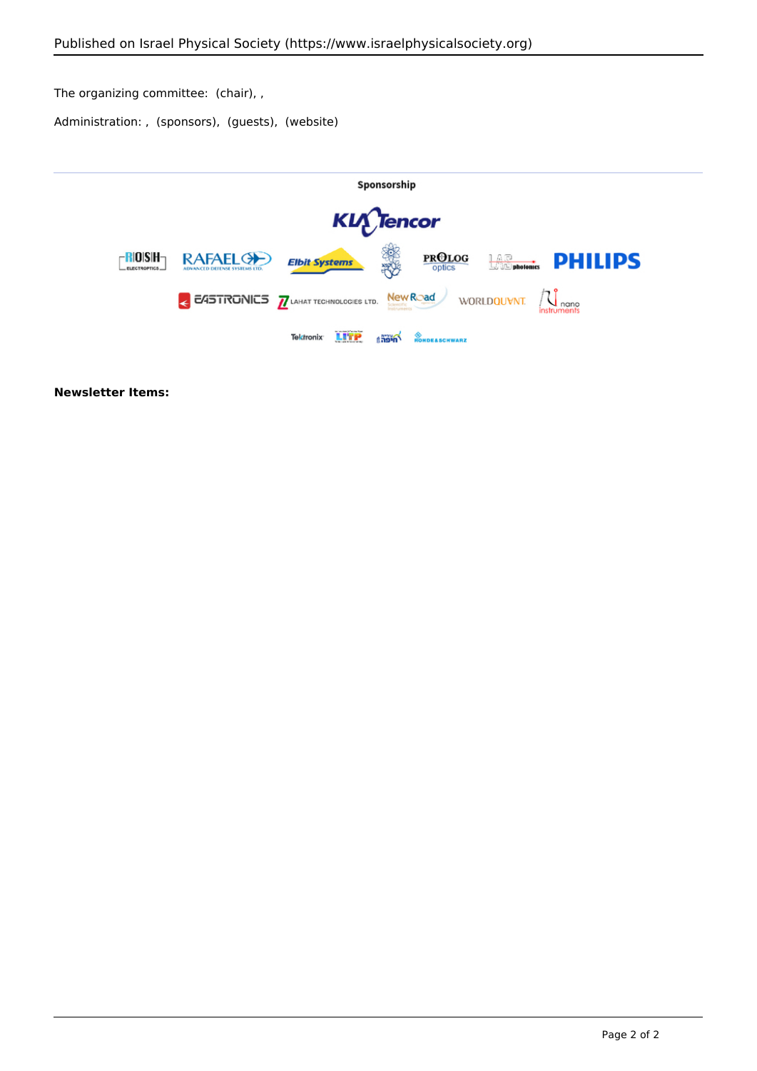The organizing committee:  (chair), ,

Administration: ,  (sponsors),  (guests),  (website)

Sponsorship

**Newsletter Items:**